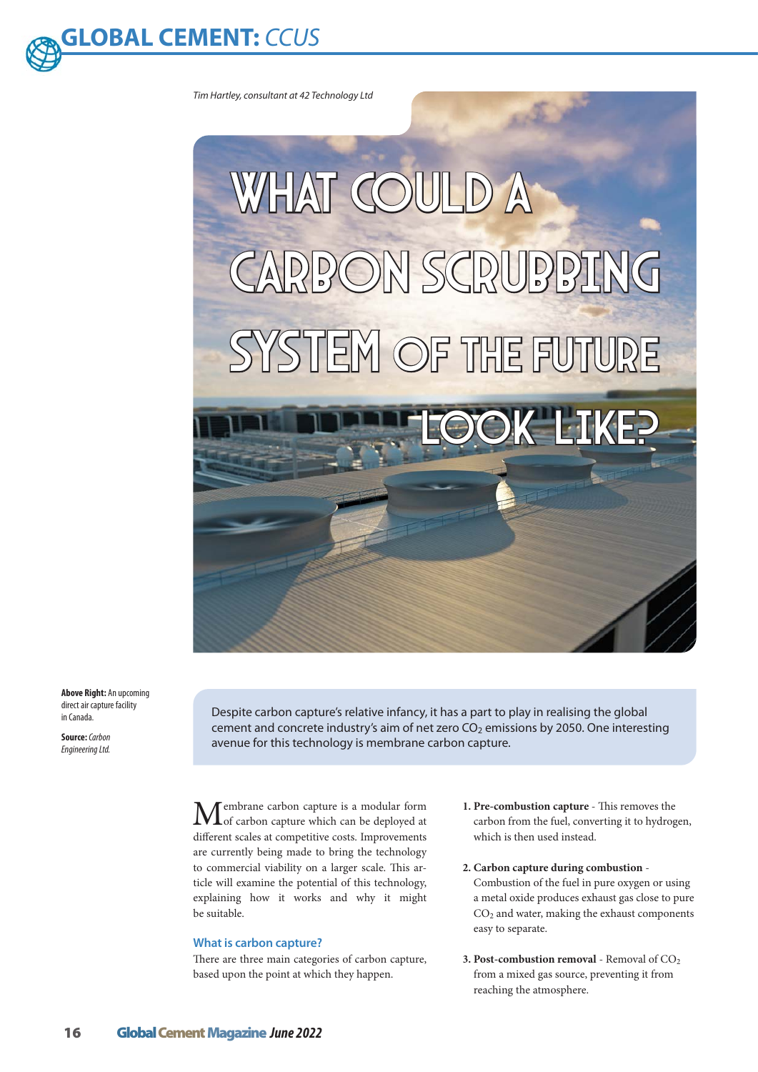Tim Hartley, consultant at 42 Technology Ltd

# What could a carbon scrubbing system of the future look like?

**Above Right:** An upcoming direct air capture facility in Canada.

**Source:** *Carbon Engineering Ltd.*

Despite carbon capture's relative infancy, it has a part to play in realising the global cement and concrete industry's aim of net zero $CO_2$ emissions by 2050. One interesting avenue for this technology is membrane carbon capture.

Membrane carbon capture is a modular form of carbon capture which can be deployed at different scales at competitive costs. Improvements are currently being made to bring the technology to commercial viability on a larger scale. This article will examine the potential of this technology, explaining how it works and why it might be suitable.

## What is carbon capture?

There are three main categories of carbon capture, based upon the point at which they happen.

1. **Pre-combustion capture** - This removes the carbon from the fuel, converting it to hydrogen, which is then used instead.

2. **Carbon capture during combustion** - Combustion of the fuel in pure oxygen or using a metal oxide produces exhaust gas close to pure $CO_2$ and water, making the exhaust components easy to separate.

3. **Post-combustion removal** - Removal of $CO_2$ from a mixed gas source, preventing it from reaching the atmosphere.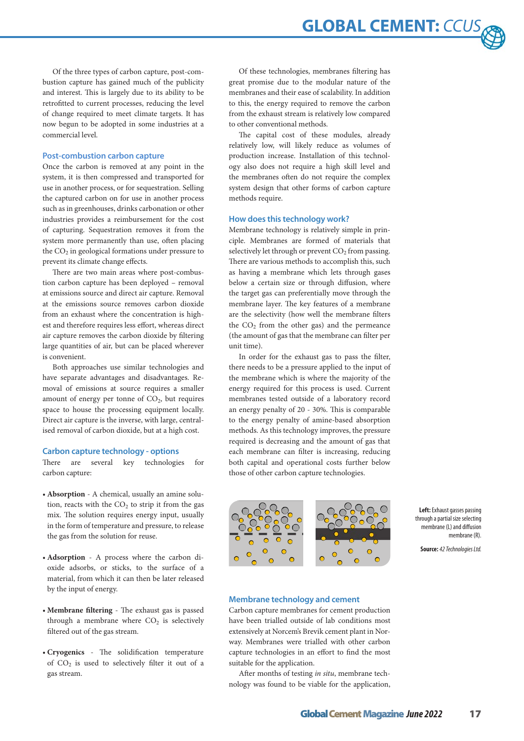Of the three types of carbon capture, post-combustion capture has gained much of the publicity and interest. This is largely due to its ability to be retrofitted to current processes, reducing the level of change required to meet climate targets. It has now begun to be adopted in some industries at a commercial level.

## Post-combustion carbon capture

Once the carbon is removed at any point in the system, it is then compressed and transported for use in another process, or for sequestration. Selling the captured carbon on for use in another process such as in greenhouses, drinks carbonation or other industries provides a reimbursement for the cost of capturing. Sequestration removes it from the system more permanently than use, often placing the $CO_2$ in geological formations under pressure to prevent its climate change effects.

There are two main areas where post-combustion carbon capture has been deployed – removal at emissions source and direct air capture. Removal at the emissions source removes carbon dioxide from an exhaust where the concentration is highest and therefore requires less effort, whereas direct air capture removes the carbon dioxide by filtering large quantities of air, but can be placed wherever is convenient.

Both approaches use similar technologies and have separate advantages and disadvantages. Removal of emissions at source requires a smaller amount of energy per tonne of $CO_2$, but requires space to house the processing equipment locally. Direct air capture is the inverse, with large, centralised removal of carbon dioxide, but at a high cost.

## Carbon capture technology - options

There are several key technologies for carbon capture:

- **Absorption** - A chemical, usually an amine solution, reacts with the $CO_2$ to strip it from the gas mix. The solution requires energy input, usually in the form of temperature and pressure, to release the gas from the solution for reuse.

- **Adsorption** - A process where the carbon dioxide adsorbs, or sticks, to the surface of a material, from which it can then be later released by the input of energy.

- **Membrane filtering** - The exhaust gas is passed through a membrane where $CO_2$ is selectively filtered out of the gas stream.

- **Cryogenics** - The solidification temperature of $CO_2$ is used to selectively filter it out of a gas stream.

Of these technologies, membranes filtering has great promise due to the modular nature of the membranes and their ease of scalability. In addition to this, the energy required to remove the carbon from the exhaust stream is relatively low compared to other conventional methods.

The capital cost of these modules, already relatively low, will likely reduce as volumes of production increase. Installation of this technology also does not require a high skill level and the membranes often do not require the complex system design that other forms of carbon capture methods require.

## How does this technology work?

Membrane technology is relatively simple in principle. Membranes are formed of materials that selectively let through or prevent $CO_2$ from passing. There are various methods to accomplish this, such as having a membrane which lets through gases below a certain size or through diffusion, where the target gas can preferentially move through the membrane layer. The key features of a membrane are the selectivity (how well the membrane filters the $CO_2$ from the other gas) and the permeance (the amount of gas that the membrane can filter per unit time).

In order for the exhaust gas to pass the filter, there needs to be a pressure applied to the input of the membrane which is where the majority of the energy required for this process is used. Current membranes tested outside of a laboratory record an energy penalty of 20 - 30%. This is comparable to the energy penalty of amine-based absorption methods. As this technology improves, the pressure required is decreasing and the amount of gas that each membrane can filter is increasing, reducing both capital and operational costs further below those of other carbon capture technologies.

**Left:** Exhaust gasses passing through a partial size selecting membrane (L) and diffusion membrane (R).

**Source:** *42 Technologies Ltd.*

## Membrane technology and cement

Carbon capture membranes for cement production have been trialled outside of lab conditions most extensively at Norcem's Brevik cement plant in Norway. Membranes were trialled with other carbon capture technologies in an effort to find the most suitable for the application.

After months of testing *in situ*, membrane technology was found to be viable for the application,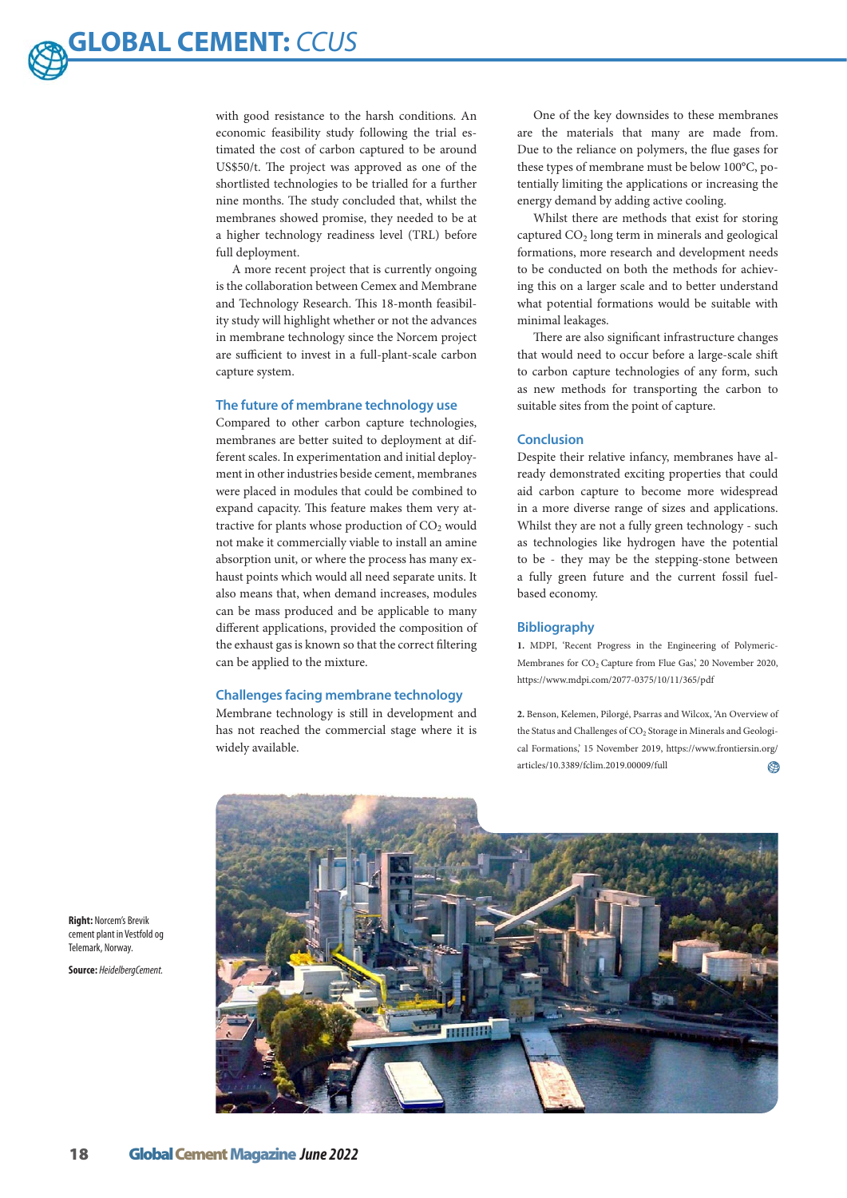with good resistance to the harsh conditions. An economic feasibility study following the trial estimated the cost of carbon captured to be around US$50/t. The project was approved as one of the shortlisted technologies to be trialled for a further nine months. The study concluded that, whilst the membranes showed promise, they needed to be at a higher technology readiness level (TRL) before full deployment.

A more recent project that is currently ongoing is the collaboration between Cemex and Membrane and Technology Research. This 18-month feasibility study will highlight whether or not the advances in membrane technology since the Norcem project are sufficient to invest in a full-plant-scale carbon capture system.

## The future of membrane technology use

Compared to other carbon capture technologies, membranes are better suited to deployment at different scales. In experimentation and initial deployment in other industries beside cement, membranes were placed in modules that could be combined to expand capacity. This feature makes them very attractive for plants whose production of $CO_2$ would not make it commercially viable to install an amine absorption unit, or where the process has many exhaust points which would all need separate units. It also means that, when demand increases, modules can be mass produced and be applicable to many different applications, provided the composition of the exhaust gas is known so that the correct filtering can be applied to the mixture.

## Challenges facing membrane technology

Membrane technology is still in development and has not reached the commercial stage where it is widely available.

One of the key downsides to these membranes are the materials that many are made from. Due to the reliance on polymers, the flue gases for these types of membrane must be below 100°C, potentially limiting the applications or increasing the energy demand by adding active cooling.

Whilst there are methods that exist for storing captured $CO_2$ long term in minerals and geological formations, more research and development needs to be conducted on both the methods for achieving this on a larger scale and to better understand what potential formations would be suitable with minimal leakages.

There are also significant infrastructure changes that would need to occur before a large-scale shift to carbon capture technologies of any form, such as new methods for transporting the carbon to suitable sites from the point of capture.

## Conclusion

Despite their relative infancy, membranes have already demonstrated exciting properties that could aid carbon capture to become more widespread in a more diverse range of sizes and applications. Whilst they are not a fully green technology - such as technologies like hydrogen have the potential to be - they may be the stepping-stone between a fully green future and the current fossil fuel-based economy.

## Bibliography

**1.** MDPI, 'Recent Progress in the Engineering of Polymeric-Membranes for $CO_2$ Capture from Flue Gas,' 20 November 2020, https://www.mdpi.com/2077-0375/10/11/365/pdf

**2.** Benson, Kelemen, Pilorgé, Psarras and Wilcox, 'An Overview of the Status and Challenges of $CO_2$ Storage in Minerals and Geological Formations,' 15 November 2019, https://www.frontiersin.org/articles/10.3389/fclim.2019.00009/full

**Right:** Norcem's Brevik cement plant in Vestfold og Telemark, Norway.

**Source:** *HeidelbergCement.*